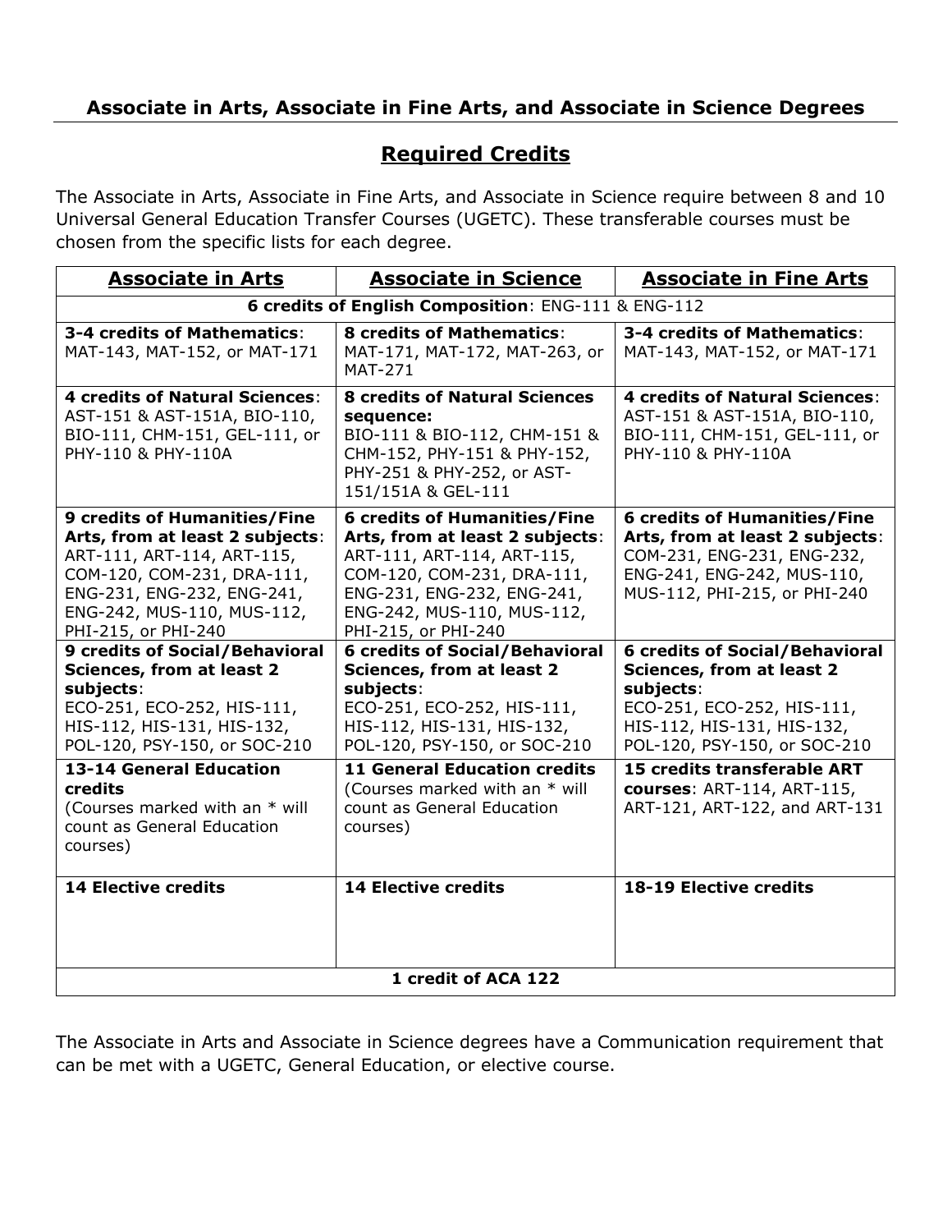## Associate in Arts, Associate in Fine Arts, and Associate in Science Degrees

## Required Credits

The Associate in Arts, Associate in Fine Arts, and Associate in Science require between 8 and 10 Universal General Education Transfer Courses (UGETC). These transferable courses must be chosen from the specific lists for each degree.

| Associate in Arts | Associate in Science | Associate in Fine Arts |
|---|---|---|
| **6 credits of English Composition**: ENG-111 & ENG-112 | | |
| **3-4 credits of Mathematics**: MAT-143, MAT-152, or MAT-171 | **8 credits of Mathematics**: MAT-171, MAT-172, MAT-263, or MAT-271 | **3-4 credits of Mathematics**: MAT-143, MAT-152, or MAT-171 |
| **4 credits of Natural Sciences**: AST-151 & AST-151A, BIO-110, BIO-111, CHM-151, GEL-111, or PHY-110 & PHY-110A | **8 credits of Natural Sciences sequence:** BIO-111 & BIO-112, CHM-151 & CHM-152, PHY-151 & PHY-152, PHY-251 & PHY-252, or AST-151/151A & GEL-111 | **4 credits of Natural Sciences**: AST-151 & AST-151A, BIO-110, BIO-111, CHM-151, GEL-111, or PHY-110 & PHY-110A |
| **9 credits of Humanities/Fine Arts, from at least 2 subjects**: ART-111, ART-114, ART-115, COM-120, COM-231, DRA-111, ENG-231, ENG-232, ENG-241, ENG-242, MUS-110, MUS-112, PHI-215, or PHI-240 | **6 credits of Humanities/Fine Arts, from at least 2 subjects**: ART-111, ART-114, ART-115, COM-120, COM-231, DRA-111, ENG-231, ENG-232, ENG-241, ENG-242, MUS-110, MUS-112, PHI-215, or PHI-240 | **6 credits of Humanities/Fine Arts, from at least 2 subjects**: COM-231, ENG-231, ENG-232, ENG-241, ENG-242, MUS-110, MUS-112, PHI-215, or PHI-240 |
| **9 credits of Social/Behavioral Sciences, from at least 2 subjects**: ECO-251, ECO-252, HIS-111, HIS-112, HIS-131, HIS-132, POL-120, PSY-150, or SOC-210 | **6 credits of Social/Behavioral Sciences, from at least 2 subjects**: ECO-251, ECO-252, HIS-111, HIS-112, HIS-131, HIS-132, POL-120, PSY-150, or SOC-210 | **6 credits of Social/Behavioral Sciences, from at least 2 subjects**: ECO-251, ECO-252, HIS-111, HIS-112, HIS-131, HIS-132, POL-120, PSY-150, or SOC-210 |
| **13-14 General Education credits** (Courses marked with an * will count as General Education courses) | **11 General Education credits** (Courses marked with an * will count as General Education courses) | **15 credits transferable ART courses**: ART-114, ART-115, ART-121, ART-122, and ART-131 |
| **14 Elective credits** | **14 Elective credits** | **18-19 Elective credits** |
| **1 credit of ACA 122** | | |

The Associate in Arts and Associate in Science degrees have a Communication requirement that can be met with a UGETC, General Education, or elective course.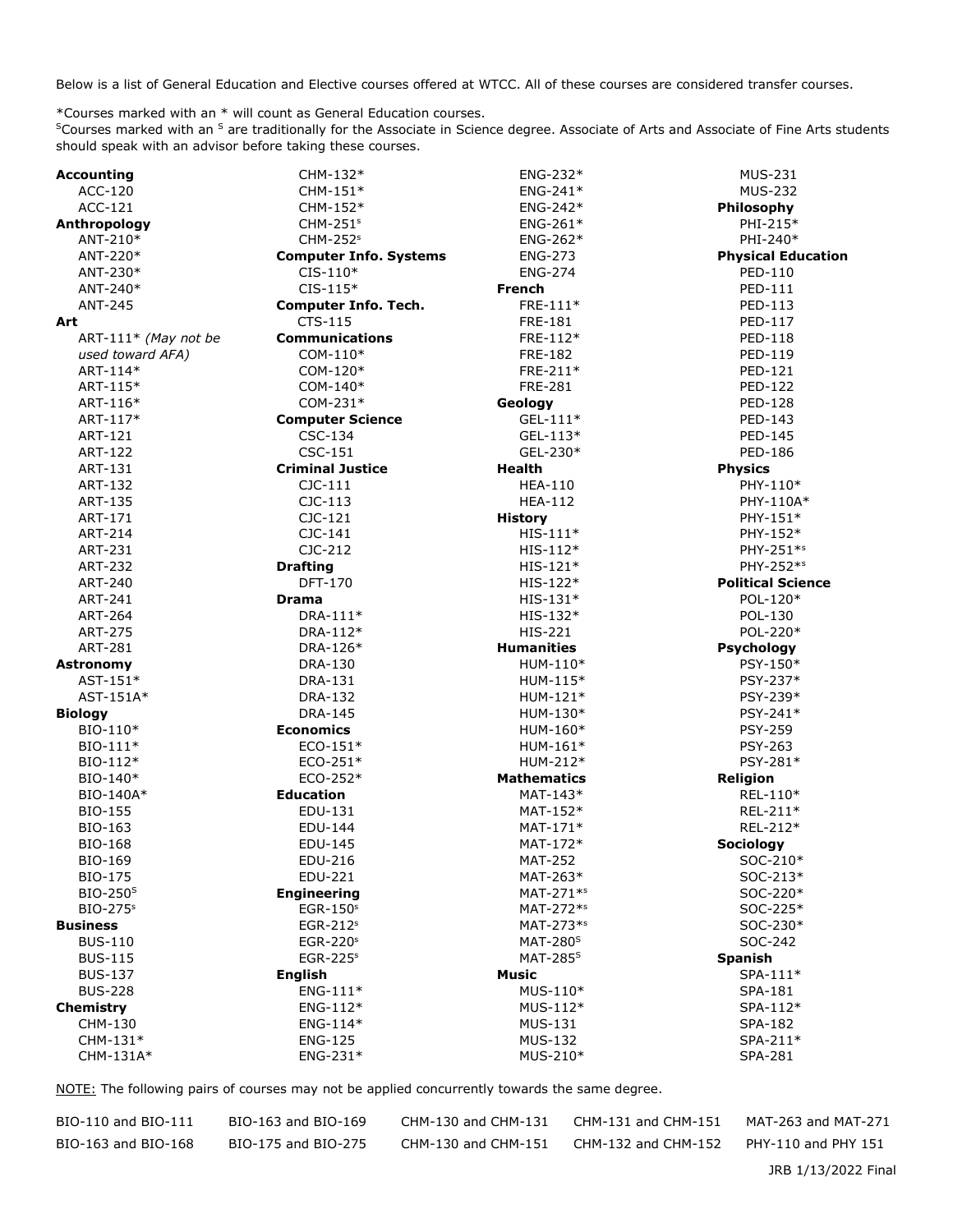Below is a list of General Education and Elective courses offered at WTCC. All of these courses are considered transfer courses.

*Courses marked with an * will count as General Education courses.
[S]Courses marked with an [S] are traditionally for the Associate in Science degree. Associate of Arts and Associate of Fine Arts students should speak with an advisor before taking these courses.

**Accounting**
- ACC-120
- ACC-121

**Anthropology**
- ANT-210*
- ANT-220*
- ANT-230*
- ANT-240*
- ANT-245

**Art**
- ART-111* *(May not be used toward AFA)*
- ART-114*
- ART-115*
- ART-116*
- ART-117*
- ART-121
- ART-122
- ART-131
- ART-132
- ART-135
- ART-171
- ART-214
- ART-231
- ART-232
- ART-240
- ART-241
- ART-264
- ART-275
- ART-281

**Astronomy**
- AST-151*
- AST-151A*

**Biology**
- BIO-110*
- BIO-111*
- BIO-112*
- BIO-140*
- BIO-140A*
- BIO-155
- BIO-163
- BIO-168
- BIO-169
- BIO-175
- BIO-250[S]
- BIO-275[S]

**Business**
- BUS-110
- BUS-115
- BUS-137
- BUS-228

**Chemistry**
- CHM-130
- CHM-131*
- CHM-131A*
- CHM-132*
- CHM-151*
- CHM-152*
- CHM-251[S]
- CHM-252[S]

**Computer Info. Systems**
- CIS-110*
- CIS-115*

**Computer Info. Tech.**
- CTS-115

**Communications**
- COM-110*
- COM-120*
- COM-140*
- COM-231*

**Computer Science**
- CSC-134
- CSC-151

**Criminal Justice**
- CJC-111
- CJC-113
- CJC-121
- CJC-141
- CJC-212

**Drafting**
- DFT-170

**Drama**
- DRA-111*
- DRA-112*
- DRA-126*
- DRA-130
- DRA-131
- DRA-132
- DRA-145

**Economics**
- ECO-151*
- ECO-251*
- ECO-252*

**Education**
- EDU-131
- EDU-144
- EDU-145
- EDU-216
- EDU-221

**Engineering**
- EGR-150[S]
- EGR-212[S]
- EGR-220[S]
- EGR-225[S]

**English**
- ENG-111*
- ENG-112*
- ENG-114*
- ENG-125
- ENG-231*
- ENG-232*
- ENG-241*
- ENG-242*
- ENG-261*
- ENG-262*
- ENG-273
- ENG-274

**French**
- FRE-111*
- FRE-181
- FRE-112*
- FRE-182
- FRE-211*
- FRE-281

**Geology**
- GEL-111*
- GEL-113*
- GEL-230*

**Health**
- HEA-110
- HEA-112

**History**
- HIS-111*
- HIS-112*
- HIS-121*
- HIS-122*
- HIS-131*
- HIS-132*
- HIS-221

**Humanities**
- HUM-110*
- HUM-115*
- HUM-121*
- HUM-130*
- HUM-160*
- HUM-161*
- HUM-212*

**Mathematics**
- MAT-143*
- MAT-152*
- MAT-171*
- MAT-172*
- MAT-252
- MAT-263*
- MAT-271*[S]
- MAT-272*[S]
- MAT-273*[S]
- MAT-280[S]
- MAT-285[S]

**Music**
- MUS-110*
- MUS-112*
- MUS-131
- MUS-132
- MUS-210*
- MUS-231
- MUS-232

**Philosophy**
- PHI-215*
- PHI-240*

**Physical Education**
- PED-110
- PED-111
- PED-113
- PED-117
- PED-118
- PED-119
- PED-121
- PED-122
- PED-128
- PED-143
- PED-145
- PED-186

**Physics**
- PHY-110*
- PHY-110A*
- PHY-151*
- PHY-152*
- PHY-251*[S]
- PHY-252*[S]

**Political Science**
- POL-120*
- POL-130
- POL-220*

**Psychology**
- PSY-150*
- PSY-237*
- PSY-239*
- PSY-241*
- PSY-259
- PSY-263
- PSY-281*

**Religion**
- REL-110*
- REL-211*
- REL-212*

**Sociology**
- SOC-210*
- SOC-213*
- SOC-220*
- SOC-225*
- SOC-230*
- SOC-242

**Spanish**
- SPA-111*
- SPA-181
- SPA-112*
- SPA-182
- SPA-211*
- SPA-281

NOTE: The following pairs of courses may not be applied concurrently towards the same degree.

| | | | | |
|---|---|---|---|---|
| BIO-110 and BIO-111 | BIO-163 and BIO-169 | CHM-130 and CHM-131 | CHM-131 and CHM-151 | MAT-263 and MAT-271 |
| BIO-163 and BIO-168 | BIO-175 and BIO-275 | CHM-130 and CHM-151 | CHM-132 and CHM-152 | PHY-110 and PHY 151 |

JRB 1/13/2022 Final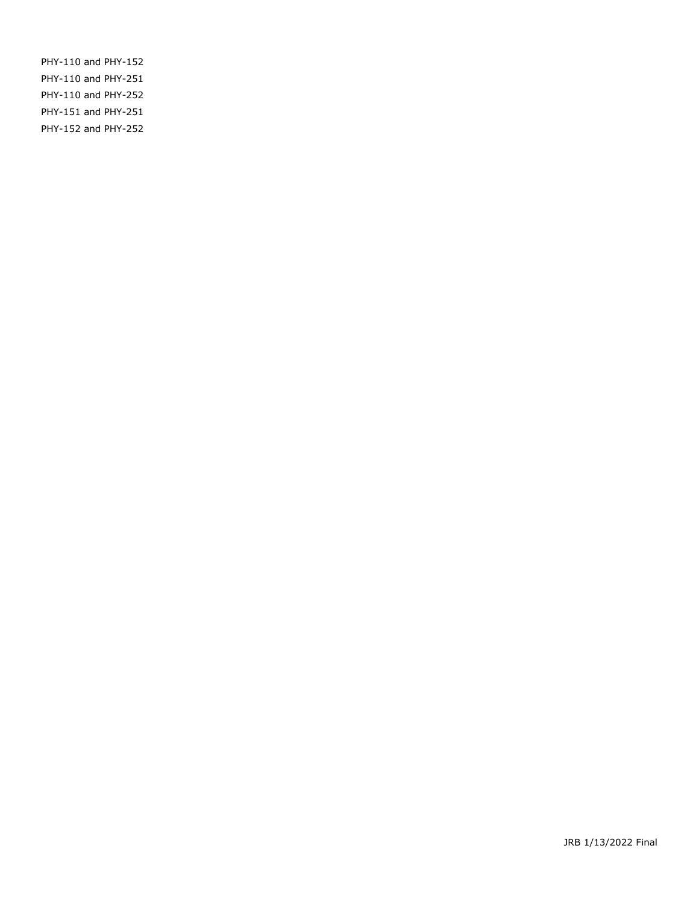PHY-110 and PHY-152

PHY-110 and PHY-251

PHY-110 and PHY-252

PHY-151 and PHY-251

PHY-152 and PHY-252

JRB 1/13/2022 Final